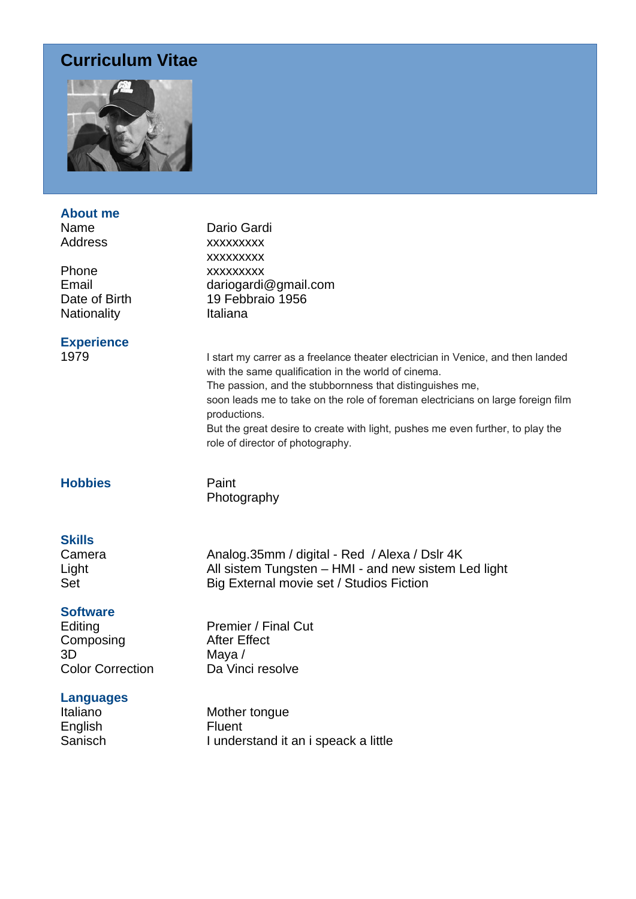# Curriculum Vitae

## About me

| | |
|---|---|
| Name | Dario Gardi |
| Address | xxxxxxxxx |
| | xxxxxxxxx |
| Phone | xxxxxxxxx |
| Email | dariogardi@gmail.com |
| Date of Birth | 19 Febbraio 1956 |
| Nationality | Italiana |

## Experience

1979

I start my carrer as a freelance theater electrician in Venice, and then landed with the same qualification in the world of cinema.
The passion, and the stubbornness that distinguishes me,
soon leads me to take on the role of foreman electricians on large foreign film productions.
But the great desire to create with light, pushes me even further, to play the role of director of photography.

## Hobbies

Paint
Photography

## Skills

| | |
|---|---|
| Camera | Analog.35mm / digital - Red / Alexa / Dslr 4K |
| Light | All sistem Tungsten – HMI - and new sistem Led light |
| Set | Big External movie set / Studios Fiction |

## Software

| | |
|---|---|
| Editing | Premier / Final Cut |
| Composing | After Effect |
| 3D | Maya / |
| Color Correction | Da Vinci resolve |

## Languages

| | |
|---|---|
| Italiano | Mother tongue |
| English | Fluent |
| Sanisch | I understand it an i speack a little |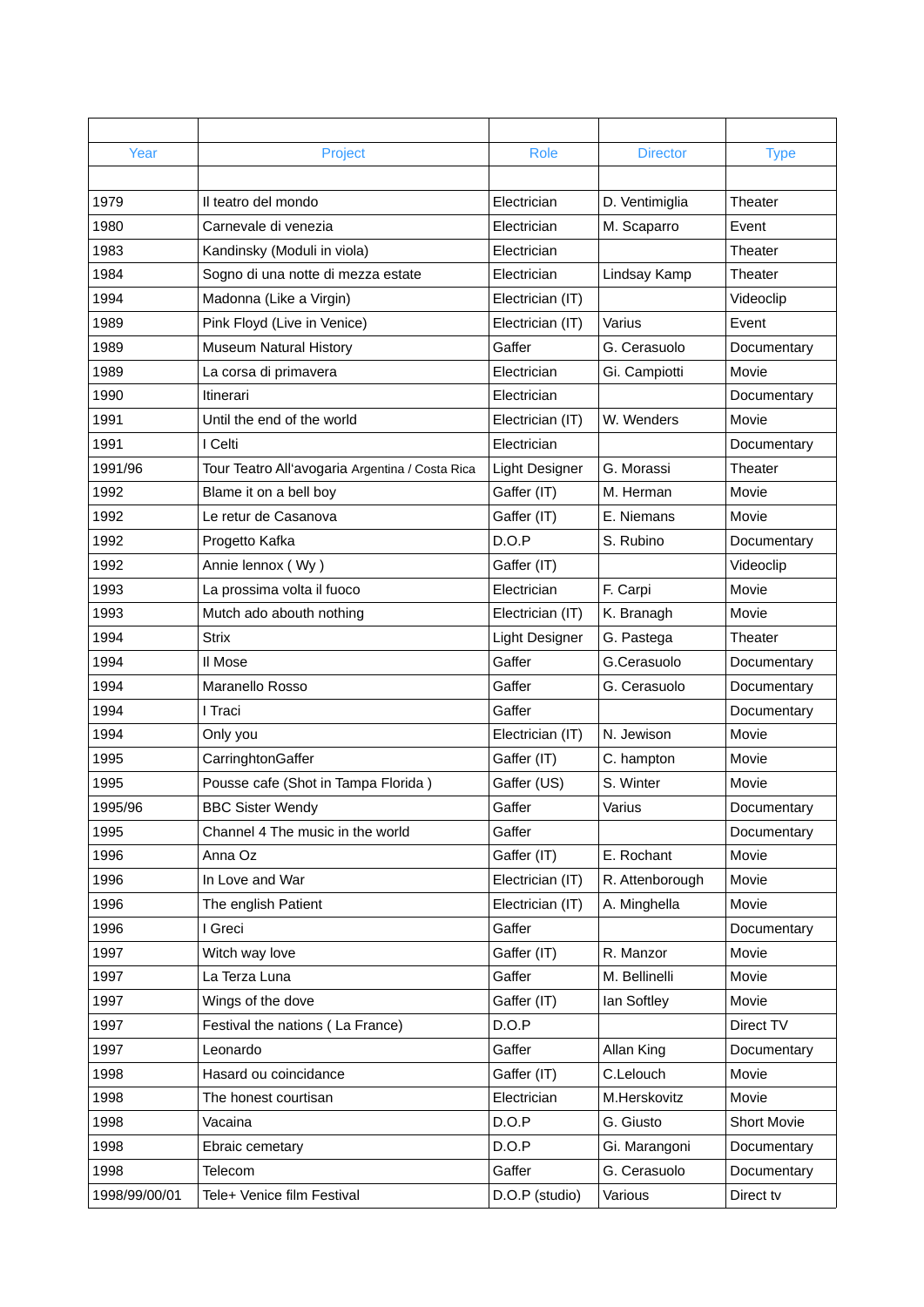| Year | Project | Role | Director | Type |
|---|---|---|---|---|
| | | | | |
| 1979 | Il teatro del mondo | Electrician | D. Ventimiglia | Theater |
| 1980 | Carnevale di venezia | Electrician | M. Scaparro | Event |
| 1983 | Kandinsky (Moduli in viola) | Electrician | | Theater |
| 1984 | Sogno di una notte di mezza estate | Electrician | Lindsay Kamp | Theater |
| 1994 | Madonna (Like a Virgin) | Electrician (IT) | | Videoclip |
| 1989 | Pink Floyd (Live in Venice) | Electrician (IT) | Varius | Event |
| 1989 | Museum Natural History | Gaffer | G. Cerasuolo | Documentary |
| 1989 | La corsa di primavera | Electrician | Gi. Campiotti | Movie |
| 1990 | Itinerari | Electrician | | Documentary |
| 1991 | Until the end of the world | Electrician (IT) | W. Wenders | Movie |
| 1991 | I Celti | Electrician | | Documentary |
| 1991/96 | Tour Teatro All'avogaria Argentina / Costa Rica | Light Designer | G. Morassi | Theater |
| 1992 | Blame it on a bell boy | Gaffer (IT) | M. Herman | Movie |
| 1992 | Le retur de Casanova | Gaffer (IT) | E. Niemans | Movie |
| 1992 | Progetto Kafka | D.O.P | S. Rubino | Documentary |
| 1992 | Annie lennox ( Wy ) | Gaffer (IT) | | Videoclip |
| 1993 | La prossima volta il fuoco | Electrician | F. Carpi | Movie |
| 1993 | Mutch ado abouth nothing | Electrician (IT) | K. Branagh | Movie |
| 1994 | Strix | Light Designer | G. Pastega | Theater |
| 1994 | Il Mose | Gaffer | G.Cerasuolo | Documentary |
| 1994 | Maranello Rosso | Gaffer | G. Cerasuolo | Documentary |
| 1994 | I Traci | Gaffer | | Documentary |
| 1994 | Only you | Electrician (IT) | N. Jewison | Movie |
| 1995 | CarringhtonGaffer | Gaffer (IT) | C. hampton | Movie |
| 1995 | Pousse cafe (Shot in Tampa Florida ) | Gaffer (US) | S. Winter | Movie |
| 1995/96 | BBC Sister Wendy | Gaffer | Varius | Documentary |
| 1995 | Channel 4 The music in the world | Gaffer | | Documentary |
| 1996 | Anna Oz | Gaffer (IT) | E. Rochant | Movie |
| 1996 | In Love and War | Electrician (IT) | R. Attenborough | Movie |
| 1996 | The english Patient | Electrician (IT) | A. Minghella | Movie |
| 1996 | I Greci | Gaffer | | Documentary |
| 1997 | Witch way love | Gaffer (IT) | R. Manzor | Movie |
| 1997 | La Terza Luna | Gaffer | M. Bellinelli | Movie |
| 1997 | Wings of the dove | Gaffer (IT) | Ian Softley | Movie |
| 1997 | Festival the nations ( La France) | D.O.P | | Direct TV |
| 1997 | Leonardo | Gaffer | Allan King | Documentary |
| 1998 | Hasard ou coincidance | Gaffer (IT) | C.Lelouch | Movie |
| 1998 | The honest courtisan | Electrician | M.Herskovitz | Movie |
| 1998 | Vacaina | D.O.P | G. Giusto | Short Movie |
| 1998 | Ebraic cemetary | D.O.P | Gi. Marangoni | Documentary |
| 1998 | Telecom | Gaffer | G. Cerasuolo | Documentary |
| 1998/99/00/01 | Tele+ Venice film Festival | D.O.P (studio) | Various | Direct tv |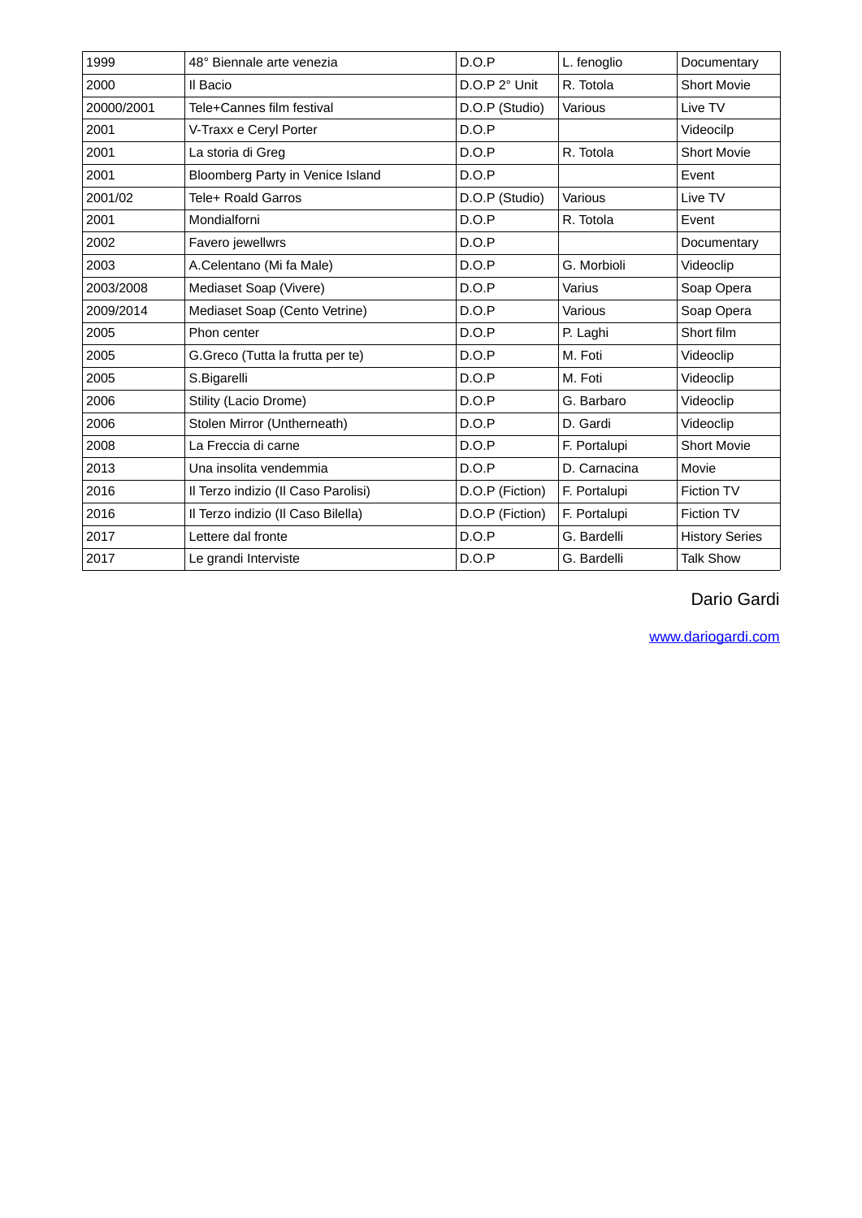| | | | | |
|---|---|---|---|---|
| 1999 | 48° Biennale arte venezia | D.O.P | L. fenoglio | Documentary |
| 2000 | Il Bacio | D.O.P 2° Unit | R. Totola | Short Movie |
| 20000/2001 | Tele+Cannes film festival | D.O.P (Studio) | Various | Live TV |
| 2001 | V-Traxx e Ceryl Porter | D.O.P | | Videocilp |
| 2001 | La storia di Greg | D.O.P | R. Totola | Short Movie |
| 2001 | Bloomberg Party in Venice Island | D.O.P | | Event |
| 2001/02 | Tele+ Roald Garros | D.O.P (Studio) | Various | Live TV |
| 2001 | Mondialforni | D.O.P | R. Totola | Event |
| 2002 | Favero jewellwrs | D.O.P | | Documentary |
| 2003 | A.Celentano (Mi fa Male) | D.O.P | G. Morbioli | Videoclip |
| 2003/2008 | Mediaset Soap (Vivere) | D.O.P | Varius | Soap Opera |
| 2009/2014 | Mediaset Soap (Cento Vetrine) | D.O.P | Various | Soap Opera |
| 2005 | Phon center | D.O.P | P. Laghi | Short film |
| 2005 | G.Greco (Tutta la frutta per te) | D.O.P | M. Foti | Videoclip |
| 2005 | S.Bigarelli | D.O.P | M. Foti | Videoclip |
| 2006 | Stility (Lacio Drome) | D.O.P | G. Barbaro | Videoclip |
| 2006 | Stolen Mirror (Untherneath) | D.O.P | D. Gardi | Videoclip |
| 2008 | La Freccia di carne | D.O.P | F. Portalupi | Short Movie |
| 2013 | Una insolita vendemmia | D.O.P | D. Carnacina | Movie |
| 2016 | Il Terzo indizio (Il Caso Parolisi) | D.O.P (Fiction) | F. Portalupi | Fiction TV |
| 2016 | Il Terzo indizio (Il Caso Bilella) | D.O.P (Fiction) | F. Portalupi | Fiction TV |
| 2017 | Lettere dal fronte | D.O.P | G. Bardelli | History Series |
| 2017 | Le grandi Interviste | D.O.P | G. Bardelli | Talk Show |

Dario Gardi

www.dariogardi.com